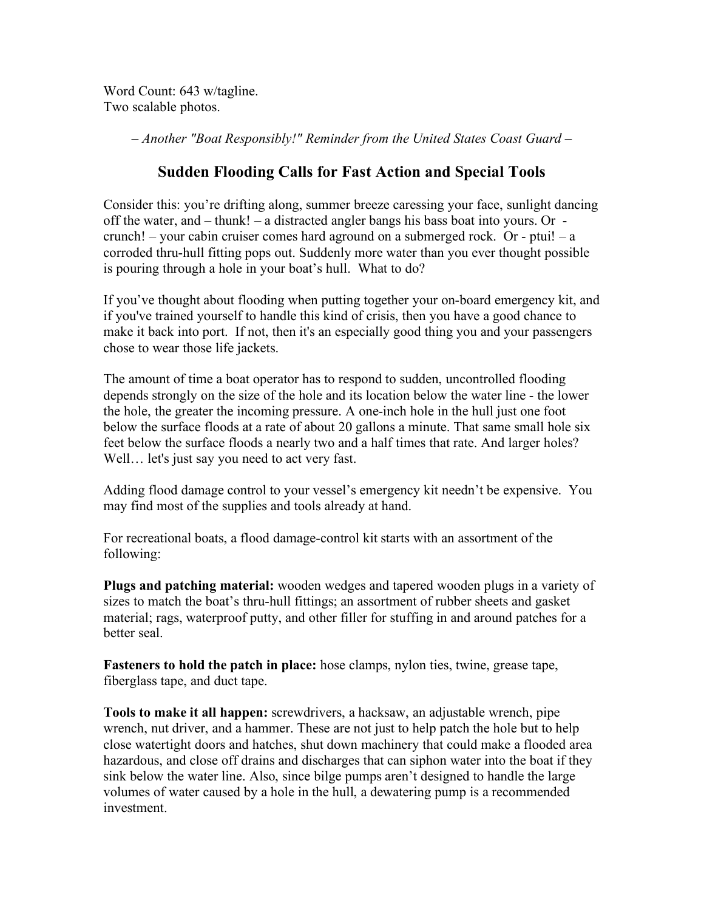Word Count: 643 w/tagline.
Two scalable photos.

*– Another "Boat Responsibly!" Reminder from the United States Coast Guard –*

# Sudden Flooding Calls for Fast Action and Special Tools

Consider this: you're drifting along, summer breeze caressing your face, sunlight dancing off the water, and – thunk! – a distracted angler bangs his bass boat into yours. Or - crunch! – your cabin cruiser comes hard aground on a submerged rock. Or - ptui! – a corroded thru-hull fitting pops out. Suddenly more water than you ever thought possible is pouring through a hole in your boat's hull. What to do?

If you've thought about flooding when putting together your on-board emergency kit, and if you've trained yourself to handle this kind of crisis, then you have a good chance to make it back into port. If not, then it's an especially good thing you and your passengers chose to wear those life jackets.

The amount of time a boat operator has to respond to sudden, uncontrolled flooding depends strongly on the size of the hole and its location below the water line - the lower the hole, the greater the incoming pressure. A one-inch hole in the hull just one foot below the surface floods at a rate of about 20 gallons a minute. That same small hole six feet below the surface floods a nearly two and a half times that rate. And larger holes? Well… let's just say you need to act very fast.

Adding flood damage control to your vessel's emergency kit needn't be expensive. You may find most of the supplies and tools already at hand.

For recreational boats, a flood damage-control kit starts with an assortment of the following:

**Plugs and patching material:** wooden wedges and tapered wooden plugs in a variety of sizes to match the boat's thru-hull fittings; an assortment of rubber sheets and gasket material; rags, waterproof putty, and other filler for stuffing in and around patches for a better seal.

**Fasteners to hold the patch in place:** hose clamps, nylon ties, twine, grease tape, fiberglass tape, and duct tape.

**Tools to make it all happen:** screwdrivers, a hacksaw, an adjustable wrench, pipe wrench, nut driver, and a hammer. These are not just to help patch the hole but to help close watertight doors and hatches, shut down machinery that could make a flooded area hazardous, and close off drains and discharges that can siphon water into the boat if they sink below the water line. Also, since bilge pumps aren't designed to handle the large volumes of water caused by a hole in the hull, a dewatering pump is a recommended investment.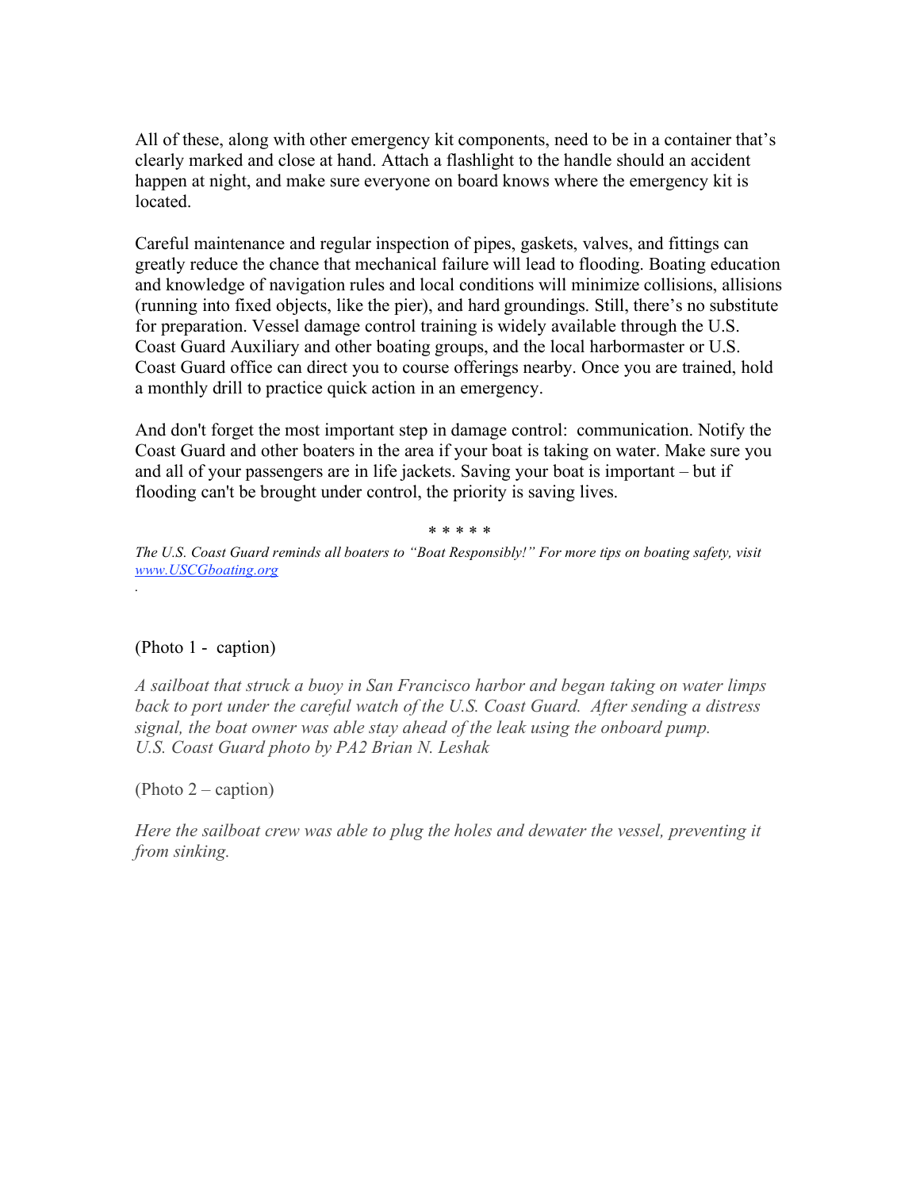All of these, along with other emergency kit components, need to be in a container that's clearly marked and close at hand. Attach a flashlight to the handle should an accident happen at night, and make sure everyone on board knows where the emergency kit is located.

Careful maintenance and regular inspection of pipes, gaskets, valves, and fittings can greatly reduce the chance that mechanical failure will lead to flooding. Boating education and knowledge of navigation rules and local conditions will minimize collisions, allisions (running into fixed objects, like the pier), and hard groundings. Still, there's no substitute for preparation. Vessel damage control training is widely available through the U.S. Coast Guard Auxiliary and other boating groups, and the local harbormaster or U.S. Coast Guard office can direct you to course offerings nearby. Once you are trained, hold a monthly drill to practice quick action in an emergency.

And don't forget the most important step in damage control: communication. Notify the Coast Guard and other boaters in the area if your boat is taking on water. Make sure you and all of your passengers are in life jackets. Saving your boat is important – but if flooding can't be brought under control, the priority is saving lives.

\* \* \* \* \*

*The U.S. Coast Guard reminds all boaters to "Boat Responsibly!" For more tips on boating safety, visit [www.USCGboating.org](http://www.USCGboating.org)*

.

(Photo 1 - caption)

*A sailboat that struck a buoy in San Francisco harbor and began taking on water limps back to port under the careful watch of the U.S. Coast Guard. After sending a distress signal, the boat owner was able stay ahead of the leak using the onboard pump.*
*U.S. Coast Guard photo by PA2 Brian N. Leshak*

(Photo 2 – caption)

*Here the sailboat crew was able to plug the holes and dewater the vessel, preventing it from sinking.*